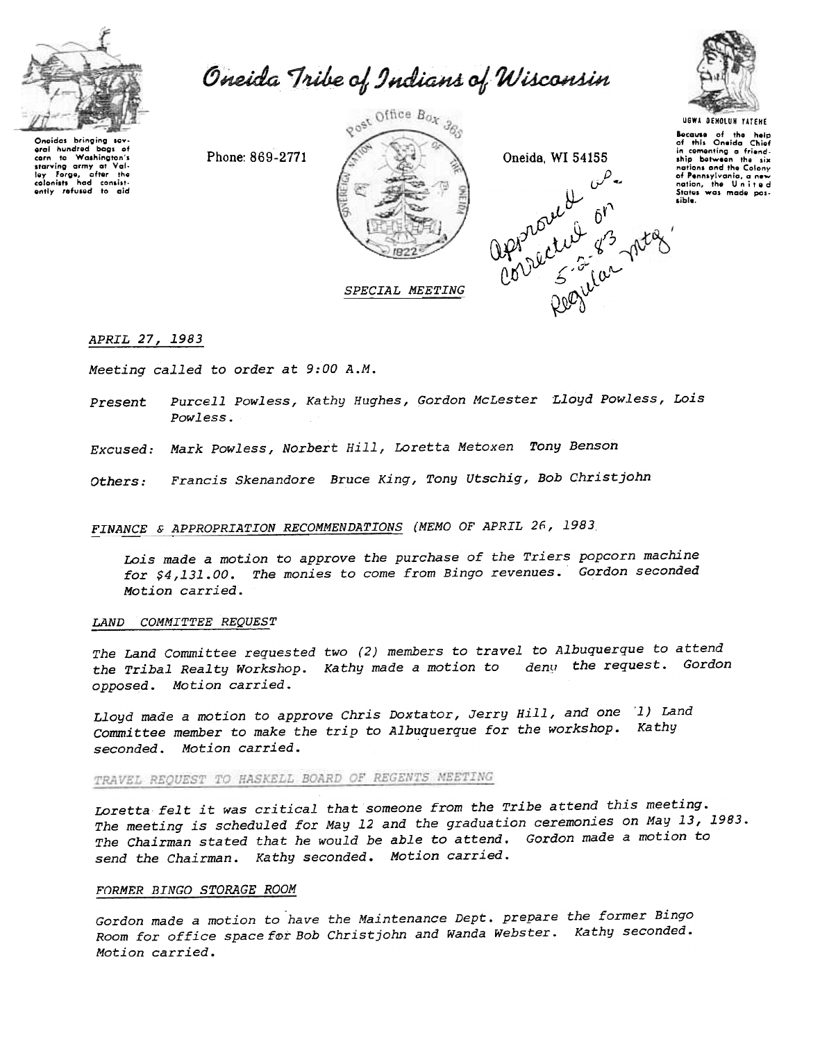# Oneida Tribe of Indians of Wisconsin

Oneidas bringing several hundred bags of corn to Washington's starving army at Valley Forge, after the colonists had consistently refused to aid

Phone: 869-2771

Post Office Box 365

Oneida, WI 54155

UGWA DEHOLUH YATEHE

Because of the help of this Oneida Chief in cementing a friendship between the six nations and the Colony of Pennsylvania, a new nation, the United States was made possible.

*Approved w/ correction on 5-2-83 Regular mtg.*

*SPECIAL MEETING*

*APRIL 27, 1983*

*Meeting called to order at 9:00 A.M.*

*Present* *Purcell Powless, Kathy Hughes, Gordon McLester Lloyd Powless, Lois Powless.*

*Excused:* *Mark Powless, Norbert Hill, Loretta Metoxen Tony Benson*

*Others:* *Francis Skenandore Bruce King, Tony Utschig, Bob Christjohn*

*FINANCE & APPROPRIATION RECOMMENDATIONS (MEMO OF APRIL 26, 1983*

*Lois made a motion to approve the purchase of the Triers popcorn machine for $4,131.00. The monies to come from Bingo revenues. Gordon seconded Motion carried.*

*LAND COMMITTEE REQUEST*

*The Land Committee requested two (2) members to travel to Albuquerque to attend the Tribal Realty Workshop. Kathy made a motion to deny the request. Gordon opposed. Motion carried.*

*Lloyd made a motion to approve Chris Doxtator, Jerry Hill, and one (1) Land Committee member to make the trip to Albuquerque for the workshop. Kathy seconded. Motion carried.*

*TRAVEL REQUEST TO HASKELL BOARD OF REGENTS MEETING*

*Loretta felt it was critical that someone from the Tribe attend this meeting. The meeting is scheduled for May 12 and the graduation ceremonies on May 13, 1983. The Chairman stated that he would be able to attend. Gordon made a motion to send the Chairman. Kathy seconded. Motion carried.*

*FORMER BINGO STORAGE ROOM*

*Gordon made a motion to have the Maintenance Dept. prepare the former Bingo Room for office space for Bob Christjohn and Wanda Webster. Kathy seconded. Motion carried.*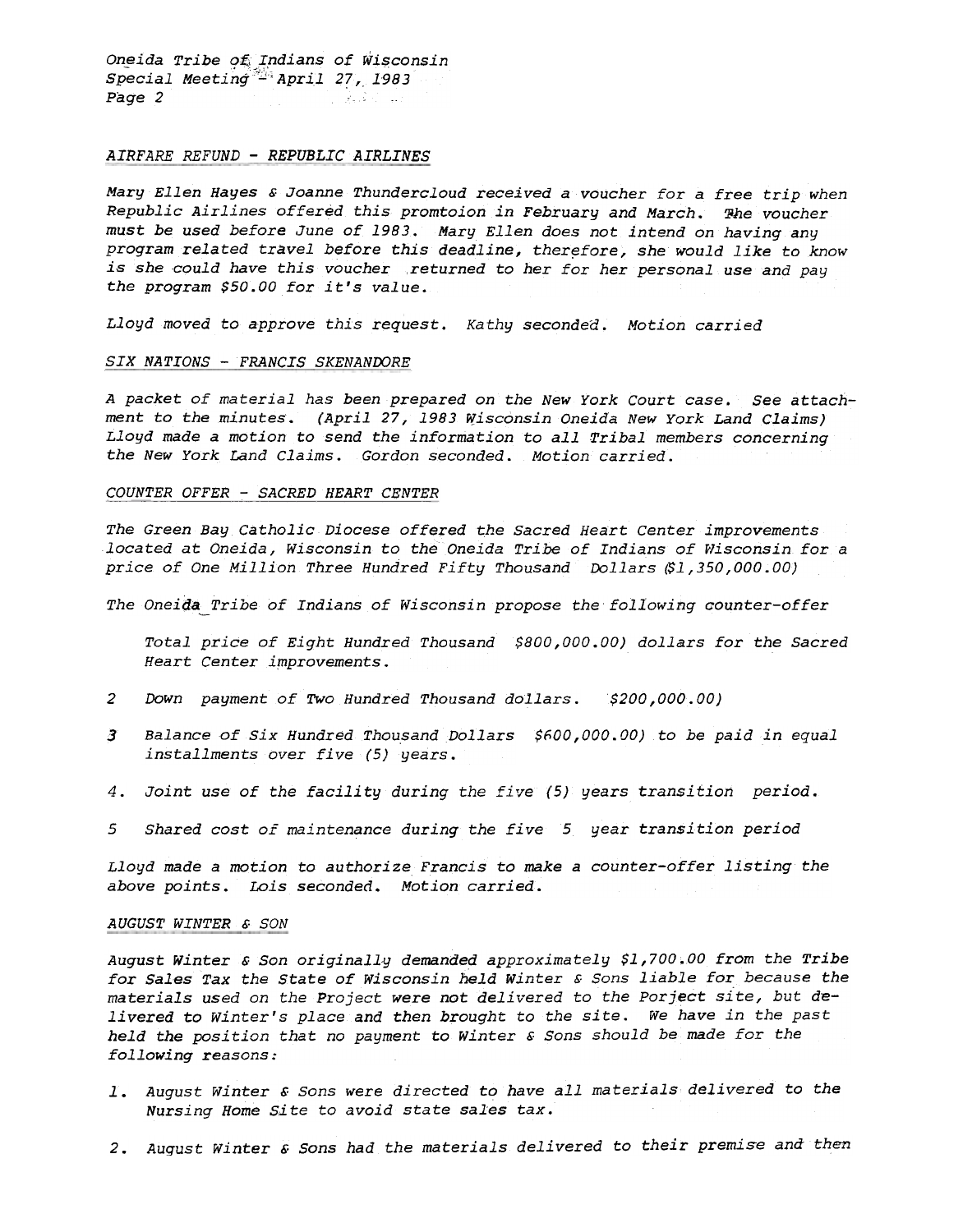## AIRFARE REFUND - REPUBLIC AIRLINES

Mary Ellen Hayes & Joanne Thundercloud received a voucher for a free trip when Republic Airlines offered this promtoion in February and March. The voucher must be used before June of 1983. Mary Ellen does not intend on having any program related travel before this deadline, therefore, she would like to know is she could have this voucher returned to her for her personal use and pay the program $50.00 for it's value.

Lloyd moved to approve this request. Kathy seconded. Motion carried

## SIX NATIONS - FRANCIS SKENANDORE

A packet of material has been prepared on the New York Court case. See attachment to the minutes. (April 27, 1983 Wisconsin Oneida New York Land Claims) Lloyd made a motion to send the information to all Tribal members concerning the New York Land Claims. Gordon seconded. Motion carried.

## COUNTER OFFER - SACRED HEART CENTER

The Green Bay Catholic Diocese offered the Sacred Heart Center improvements located at Oneida, Wisconsin to the Oneida Tribe of Indians of Wisconsin for a price of One Million Three Hundred Fifty Thousand Dollars ($1,350,000.00)

The Oneida Tribe of Indians of Wisconsin propose the following counter-offer

Total price of Eight Hundred Thousand $800,000.00) dollars for the Sacred Heart Center improvements.

2 Down payment of Two Hundred Thousand dollars. $200,000.00)

3 Balance of Six Hundred Thousand Dollars $600,000.00) to be paid in equal installments over five (5) years.

4. Joint use of the facility during the five (5) years transition period.

5 Shared cost of maintenance during the five 5 year transition period

Lloyd made a motion to authorize Francis to make a counter-offer listing the above points. Lois seconded. Motion carried.

## AUGUST WINTER & SON

August Winter & Son originally demanded approximately $1,700.00 from the Tribe for Sales Tax the State of Wisconsin held Winter & Sons liable for because the materials used on the Project were not delivered to the Porject site, but delivered to Winter's place and then brought to the site. We have in the past held the position that no payment to Winter & Sons should be made for the following reasons:

1. August Winter & Sons were directed to have all materials delivered to the Nursing Home Site to avoid state sales tax.

2. August Winter & Sons had the materials delivered to their premise and then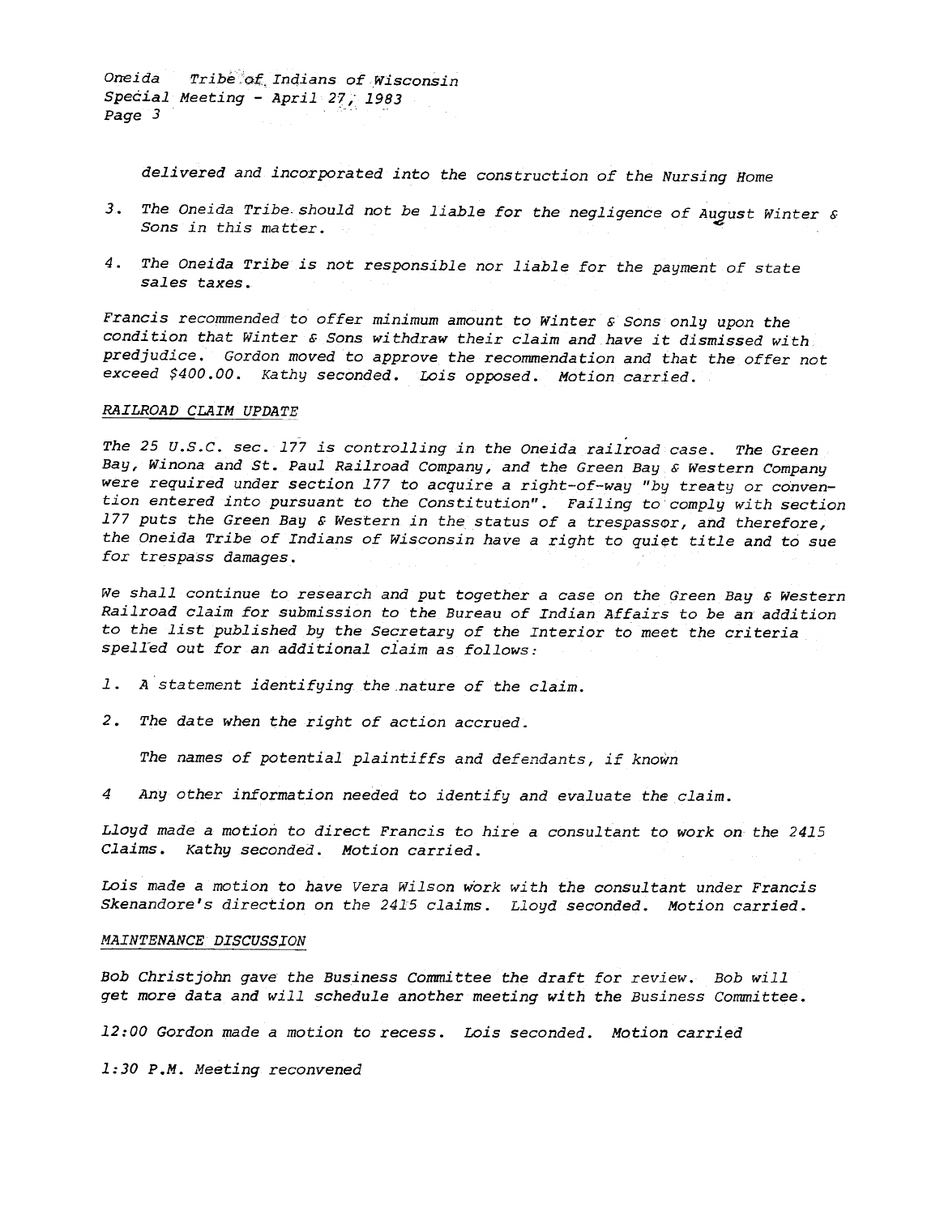*delivered and incorporated into the construction of the Nursing Home*

3. *The Oneida Tribe should not be liable for the negligence of August Winter & Sons in this matter.*

4. *The Oneida Tribe is not responsible nor liable for the payment of state sales taxes.*

*Francis recommended to offer minimum amount to Winter & Sons only upon the condition that Winter & Sons withdraw their claim and have it dismissed with predjudice. Gordon moved to approve the recommendation and that the offer not exceed $400.00. Kathy seconded. Lois opposed. Motion carried.*

*RAILROAD CLAIM UPDATE*

*The 25 U.S.C. sec. 177 is controlling in the Oneida railroad case. The Green Bay, Winona and St. Paul Railroad Company, and the Green Bay & Western Company were required under section 177 to acquire a right-of-way "by treaty or convention entered into pursuant to the Constitution". Failing to comply with section 177 puts the Green Bay & Western in the status of a trespassor, and therefore, the Oneida Tribe of Indians of Wisconsin have a right to quiet title and to sue for trespass damages.*

*We shall continue to research and put together a case on the Green Bay & Western Railroad claim for submission to the Bureau of Indian Affairs to be an addition to the list published by the Secretary of the Interior to meet the criteria spelled out for an additional claim as follows:*

1. *A statement identifying the nature of the claim.*

2. *The date when the right of action accrued.*

   *The names of potential plaintiffs and defendants, if known*

4 *Any other information needed to identify and evaluate the claim.*

*Lloyd made a motion to direct Francis to hire a consultant to work on the 2415 Claims. Kathy seconded. Motion carried.*

*Lois made a motion to have Vera Wilson work with the consultant under Francis Skenandore's direction on the 2415 claims. Lloyd seconded. Motion carried.*

*MAINTENANCE DISCUSSION*

*Bob Christjohn gave the Business Committee the draft for review. Bob will get more data and will schedule another meeting with the Business Committee.*

*12:00 Gordon made a motion to recess. Lois seconded. Motion carried*

*1:30 P.M. Meeting reconvened*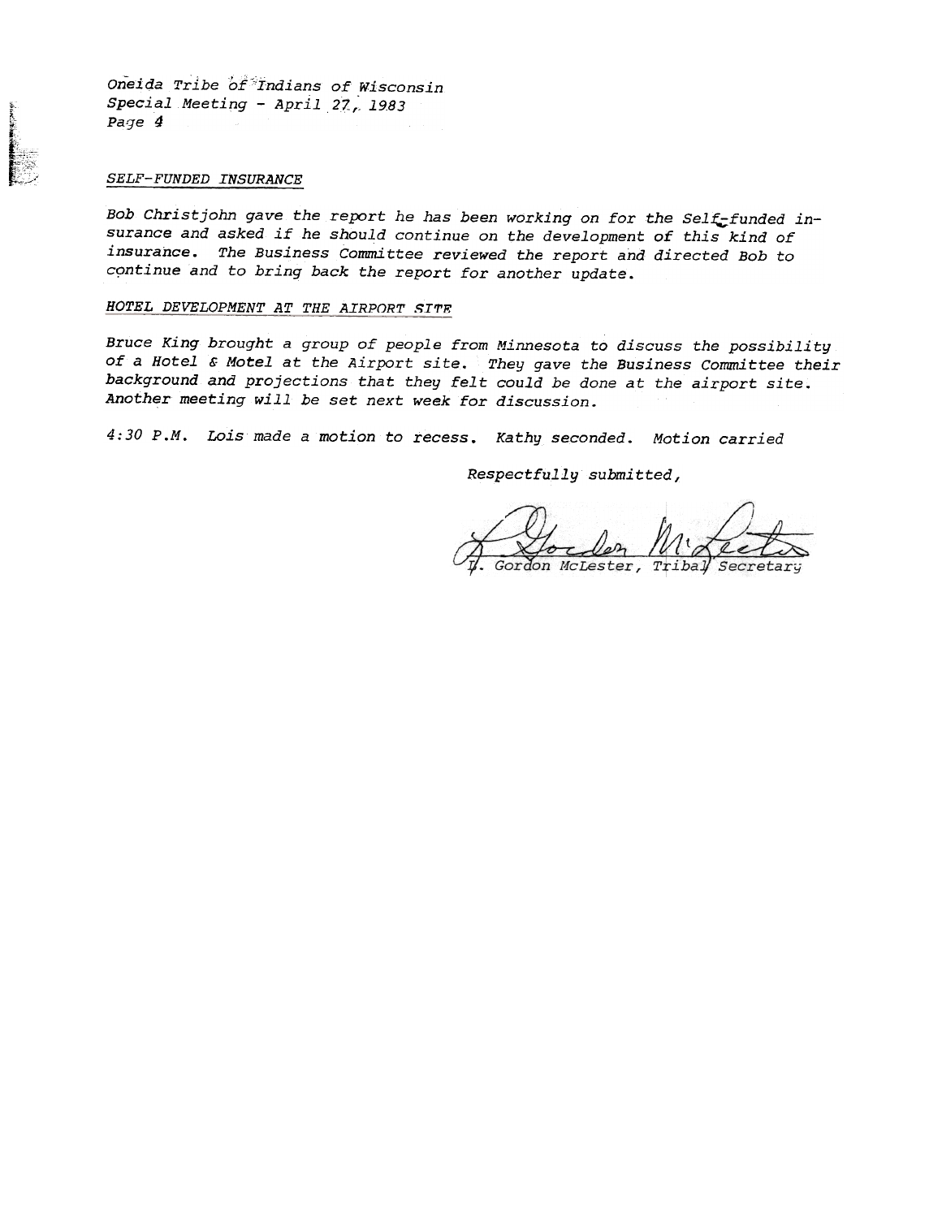Oneida Tribe of Indians of Wisconsin
Special Meeting - April 27, 1983
Page 4

SELF-FUNDED INSURANCE

Bob Christjohn gave the report he has been working on for the Self-funded insurance and asked if he should continue on the development of this kind of insurance. The Business Committee reviewed the report and directed Bob to continue and to bring back the report for another update.

HOTEL DEVELOPMENT AT THE AIRPORT SITE

Bruce King brought a group of people from Minnesota to discuss the possibility of a Hotel & Motel at the Airport site. They gave the Business Committee their background and projections that they felt could be done at the airport site. Another meeting will be set next week for discussion.

4:30 P.M. Lois made a motion to recess. Kathy seconded. Motion carried

Respectfully submitted,

L. Gordon McLester, Tribal Secretary